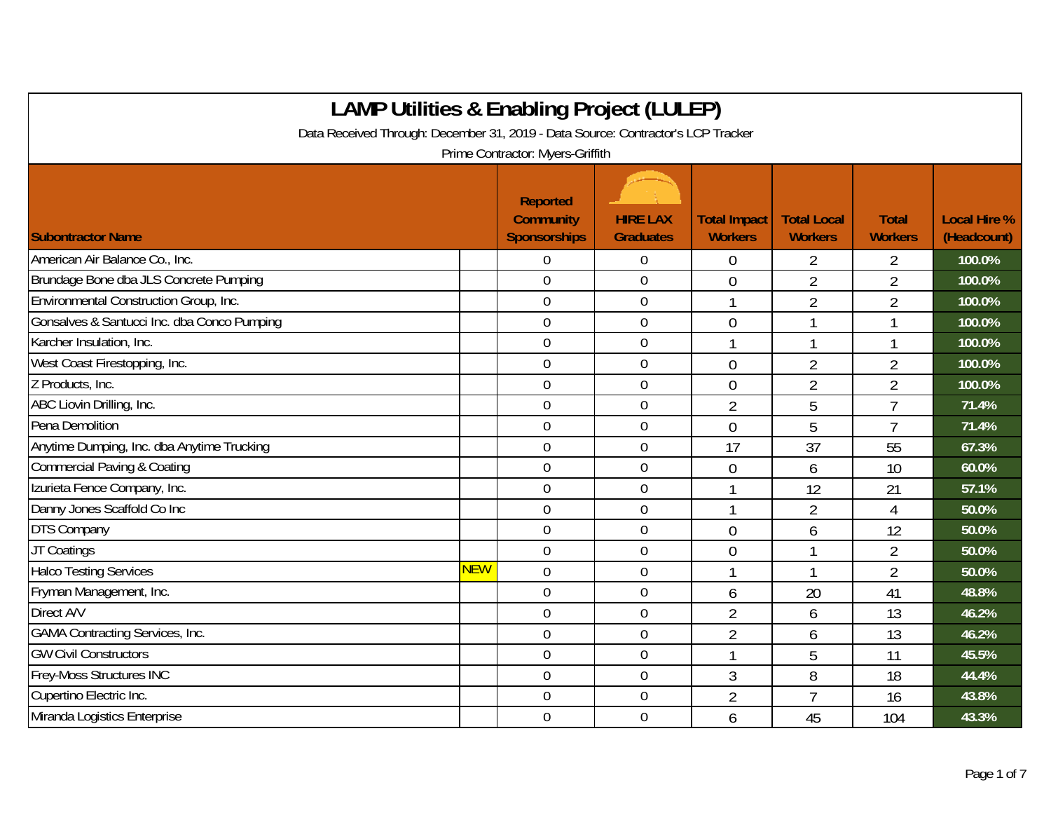# LAMP Utilities & Enabling Project (LULEP)

Data Received Through: December 31, 2019 - Data Source: Contractor's LCP Tracker

Prime Contractor: Myers-Griffith

| Subontractor Name | | Reported Community Sponsorships | HIRE LAX Graduates | Total Impact Workers | Total Local Workers | Total Workers | Local Hire % (Headcount) |
|---|---|---|---|---|---|---|---|
| American Air Balance Co., Inc. | | 0 | 0 | 0 | 2 | 2 | 100.0% |
| Brundage Bone dba JLS Concrete Pumping | | 0 | 0 | 0 | 2 | 2 | 100.0% |
| Environmental Construction Group, Inc. | | 0 | 0 | 1 | 2 | 2 | 100.0% |
| Gonsalves & Santucci Inc. dba Conco Pumping | | 0 | 0 | 0 | 1 | 1 | 100.0% |
| Karcher Insulation, Inc. | | 0 | 0 | 1 | 1 | 1 | 100.0% |
| West Coast Firestopping, Inc. | | 0 | 0 | 0 | 2 | 2 | 100.0% |
| Z Products, Inc. | | 0 | 0 | 0 | 2 | 2 | 100.0% |
| ABC Liovin Drilling, Inc. | | 0 | 0 | 2 | 5 | 7 | 71.4% |
| Pena Demolition | | 0 | 0 | 0 | 5 | 7 | 71.4% |
| Anytime Dumping, Inc. dba Anytime Trucking | | 0 | 0 | 17 | 37 | 55 | 67.3% |
| Commercial Paving & Coating | | 0 | 0 | 0 | 6 | 10 | 60.0% |
| Izurieta Fence Company, Inc. | | 0 | 0 | 1 | 12 | 21 | 57.1% |
| Danny Jones Scaffold Co Inc | | 0 | 0 | 1 | 2 | 4 | 50.0% |
| DTS Company | | 0 | 0 | 0 | 6 | 12 | 50.0% |
| JT Coatings | | 0 | 0 | 0 | 1 | 2 | 50.0% |
| Halco Testing Services | NEW | 0 | 0 | 1 | 1 | 2 | 50.0% |
| Fryman Management, Inc. | | 0 | 0 | 6 | 20 | 41 | 48.8% |
| Direct A/V | | 0 | 0 | 2 | 6 | 13 | 46.2% |
| GAMA Contracting Services, Inc. | | 0 | 0 | 2 | 6 | 13 | 46.2% |
| GW Civil Constructors | | 0 | 0 | 1 | 5 | 11 | 45.5% |
| Frey-Moss Structures INC | | 0 | 0 | 3 | 8 | 18 | 44.4% |
| Cupertino Electric Inc. | | 0 | 0 | 2 | 7 | 16 | 43.8% |
| Miranda Logistics Enterprise | | 0 | 0 | 6 | 45 | 104 | 43.3% |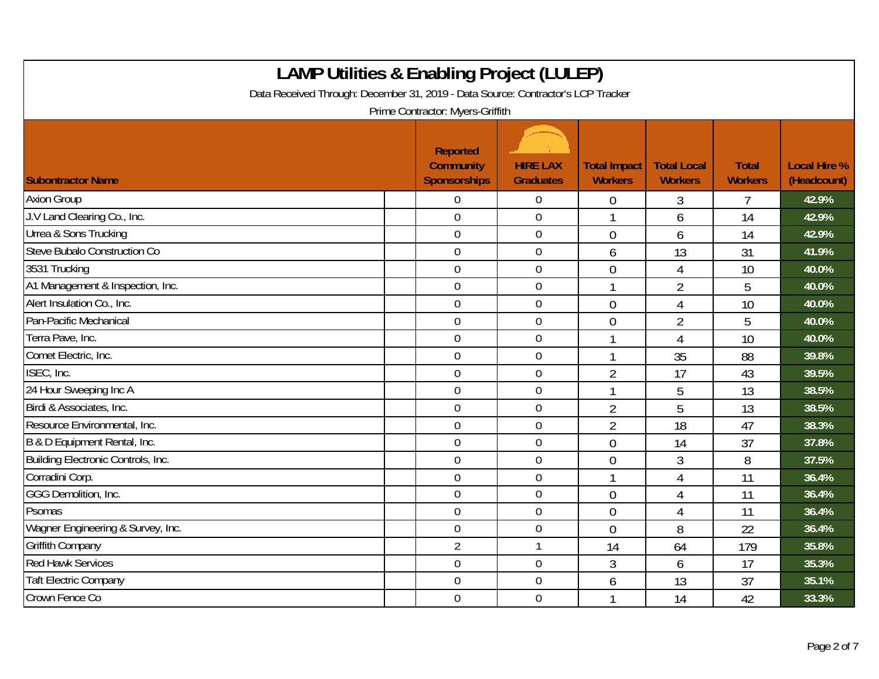# LAMP Utilities & Enabling Project (LULEP)

Data Received Through: December 31, 2019 - Data Source: Contractor's LCP Tracker

Prime Contractor: Myers-Griffith

| Subontractor Name | Reported Community Sponsorships | HIRE LAX Graduates | Total Impact Workers | Total Local Workers | Total Workers | Local Hire % (Headcount) |
|---|---|---|---|---|---|---|
| Axion Group | 0 | 0 | 0 | 3 | 7 | 42.9% |
| J.V Land Clearing Co., Inc. | 0 | 0 | 1 | 6 | 14 | 42.9% |
| Urrea & Sons Trucking | 0 | 0 | 0 | 6 | 14 | 42.9% |
| Steve Bubalo Construction Co | 0 | 0 | 6 | 13 | 31 | 41.9% |
| 3531 Trucking | 0 | 0 | 0 | 4 | 10 | 40.0% |
| A1 Management & Inspection, Inc. | 0 | 0 | 1 | 2 | 5 | 40.0% |
| Alert Insulation Co., Inc. | 0 | 0 | 0 | 4 | 10 | 40.0% |
| Pan-Pacific Mechanical | 0 | 0 | 0 | 2 | 5 | 40.0% |
| Terra Pave, Inc. | 0 | 0 | 1 | 4 | 10 | 40.0% |
| Comet Electric, Inc. | 0 | 0 | 1 | 35 | 88 | 39.8% |
| ISEC, Inc. | 0 | 0 | 2 | 17 | 43 | 39.5% |
| 24 Hour Sweeping Inc A | 0 | 0 | 1 | 5 | 13 | 38.5% |
| Birdi & Associates, Inc. | 0 | 0 | 2 | 5 | 13 | 38.5% |
| Resource Environmental, Inc. | 0 | 0 | 2 | 18 | 47 | 38.3% |
| B & D Equipment Rental, Inc. | 0 | 0 | 0 | 14 | 37 | 37.8% |
| Building Electronic Controls, Inc. | 0 | 0 | 0 | 3 | 8 | 37.5% |
| Corradini Corp. | 0 | 0 | 1 | 4 | 11 | 36.4% |
| GGG Demolition, Inc. | 0 | 0 | 0 | 4 | 11 | 36.4% |
| Psomas | 0 | 0 | 0 | 4 | 11 | 36.4% |
| Wagner Engineering & Survey, Inc. | 0 | 0 | 0 | 8 | 22 | 36.4% |
| Griffith Company | 2 | 1 | 14 | 64 | 179 | 35.8% |
| Red Hawk Services | 0 | 0 | 3 | 6 | 17 | 35.3% |
| Taft Electric Company | 0 | 0 | 6 | 13 | 37 | 35.1% |
| Crown Fence Co | 0 | 0 | 1 | 14 | 42 | 33.3% |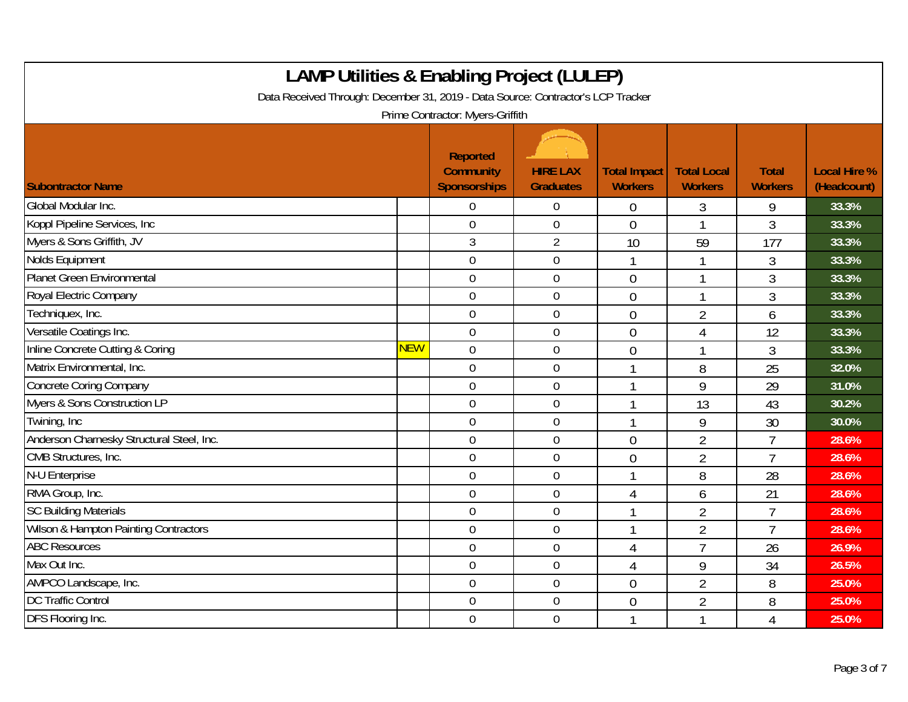# LAMP Utilities & Enabling Project (LULEP)

Data Received Through: December 31, 2019 - Data Source: Contractor's LCP Tracker

Prime Contractor: Myers-Griffith

| Subontractor Name | | Reported Community Sponsorships | HIRE LAX Graduates | Total Impact Workers | Total Local Workers | Total Workers | Local Hire % (Headcount) |
|---|---|---|---|---|---|---|---|
| Global Modular Inc. | | 0 | 0 | 0 | 3 | 9 | 33.3% |
| Koppl Pipeline Services, Inc | | 0 | 0 | 0 | 1 | 3 | 33.3% |
| Myers & Sons Griffith, JV | | 3 | 2 | 10 | 59 | 177 | 33.3% |
| Nolds Equipment | | 0 | 0 | 1 | 1 | 3 | 33.3% |
| Planet Green Environmental | | 0 | 0 | 0 | 1 | 3 | 33.3% |
| Royal Electric Company | | 0 | 0 | 0 | 1 | 3 | 33.3% |
| Techniquex, Inc. | | 0 | 0 | 0 | 2 | 6 | 33.3% |
| Versatile Coatings Inc. | | 0 | 0 | 0 | 4 | 12 | 33.3% |
| Inline Concrete Cutting & Coring | NEW | 0 | 0 | 0 | 1 | 3 | 33.3% |
| Matrix Environmental, Inc. | | 0 | 0 | 1 | 8 | 25 | 32.0% |
| Concrete Coring Company | | 0 | 0 | 1 | 9 | 29 | 31.0% |
| Myers & Sons Construction LP | | 0 | 0 | 1 | 13 | 43 | 30.2% |
| Twining, Inc | | 0 | 0 | 1 | 9 | 30 | 30.0% |
| Anderson Charnesky Structural Steel, Inc. | | 0 | 0 | 0 | 2 | 7 | 28.6% |
| CMB Structures, Inc. | | 0 | 0 | 0 | 2 | 7 | 28.6% |
| N-U Enterprise | | 0 | 0 | 1 | 8 | 28 | 28.6% |
| RMA Group, Inc. | | 0 | 0 | 4 | 6 | 21 | 28.6% |
| SC Building Materials | | 0 | 0 | 1 | 2 | 7 | 28.6% |
| Wilson & Hampton Painting Contractors | | 0 | 0 | 1 | 2 | 7 | 28.6% |
| ABC Resources | | 0 | 0 | 4 | 7 | 26 | 26.9% |
| Max Out Inc. | | 0 | 0 | 4 | 9 | 34 | 26.5% |
| AMPCO Landscape, Inc. | | 0 | 0 | 0 | 2 | 8 | 25.0% |
| DC Traffic Control | | 0 | 0 | 0 | 2 | 8 | 25.0% |
| DFS Flooring Inc. | | 0 | 0 | 1 | 1 | 4 | 25.0% |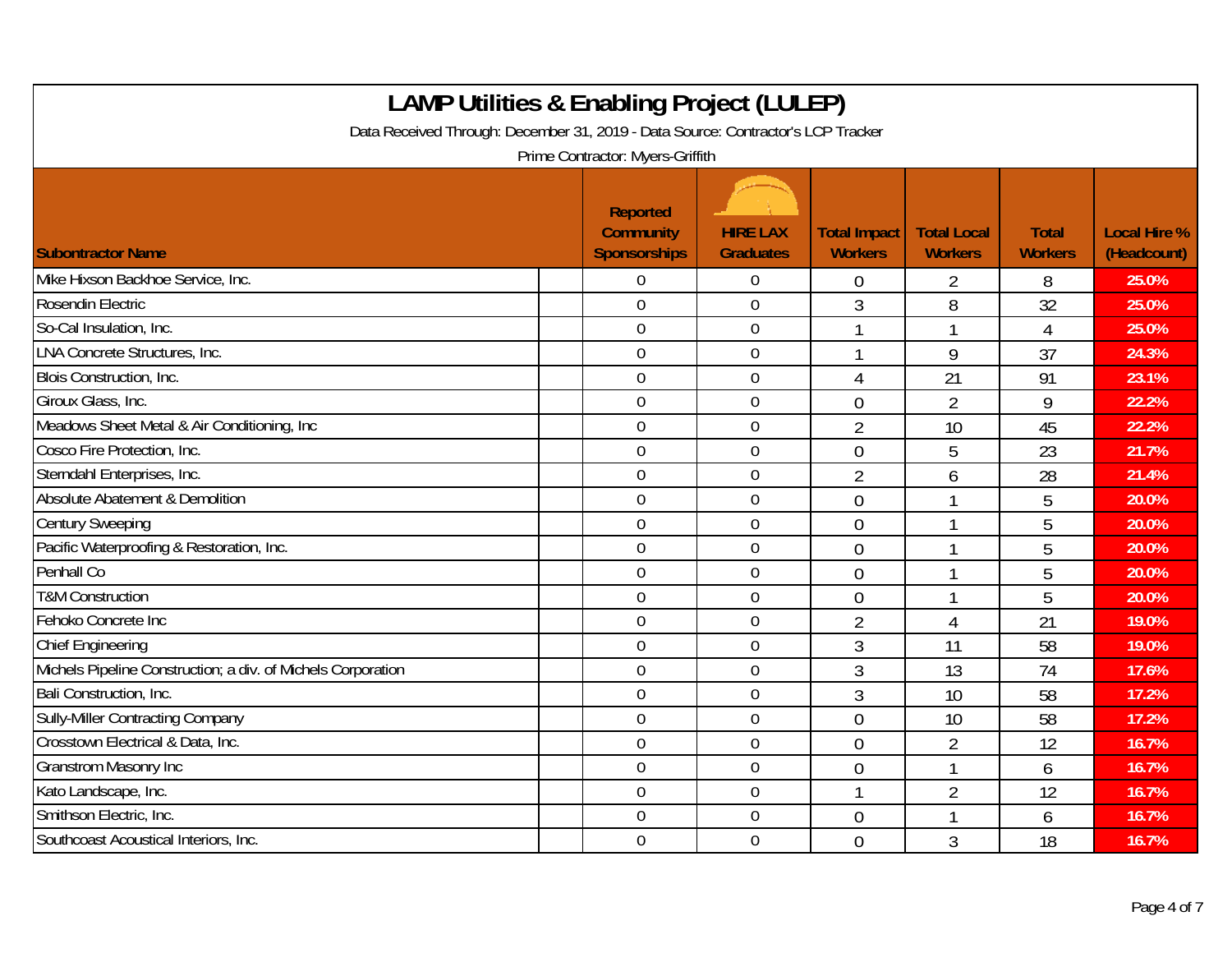# LAMP Utilities & Enabling Project (LULEP)

Data Received Through: December 31, 2019 - Data Source: Contractor's LCP Tracker

Prime Contractor: Myers-Griffith

| Subontractor Name | Reported Community Sponsorships | HIRE LAX Graduates | Total Impact Workers | Total Local Workers | Total Workers | Local Hire % (Headcount) |
|---|---|---|---|---|---|---|
| Mike Hixson Backhoe Service, Inc. | 0 | 0 | 0 | 2 | 8 | 25.0% |
| Rosendin Electric | 0 | 0 | 3 | 8 | 32 | 25.0% |
| So-Cal Insulation, Inc. | 0 | 0 | 1 | 1 | 4 | 25.0% |
| LNA Concrete Structures, Inc. | 0 | 0 | 1 | 9 | 37 | 24.3% |
| Blois Construction, Inc. | 0 | 0 | 4 | 21 | 91 | 23.1% |
| Giroux Glass, Inc. | 0 | 0 | 0 | 2 | 9 | 22.2% |
| Meadows Sheet Metal & Air Conditioning, Inc | 0 | 0 | 2 | 10 | 45 | 22.2% |
| Cosco Fire Protection, Inc. | 0 | 0 | 0 | 5 | 23 | 21.7% |
| Sterndahl Enterprises, Inc. | 0 | 0 | 2 | 6 | 28 | 21.4% |
| Absolute Abatement & Demolition | 0 | 0 | 0 | 1 | 5 | 20.0% |
| Century Sweeping | 0 | 0 | 0 | 1 | 5 | 20.0% |
| Pacific Waterproofing & Restoration, Inc. | 0 | 0 | 0 | 1 | 5 | 20.0% |
| Penhall Co | 0 | 0 | 0 | 1 | 5 | 20.0% |
| T&M Construction | 0 | 0 | 0 | 1 | 5 | 20.0% |
| Fehoko Concrete Inc | 0 | 0 | 2 | 4 | 21 | 19.0% |
| Chief Engineering | 0 | 0 | 3 | 11 | 58 | 19.0% |
| Michels Pipeline Construction; a div. of Michels Corporation | 0 | 0 | 3 | 13 | 74 | 17.6% |
| Bali Construction, Inc. | 0 | 0 | 3 | 10 | 58 | 17.2% |
| Sully-Miller Contracting Company | 0 | 0 | 0 | 10 | 58 | 17.2% |
| Crosstown Electrical & Data, Inc. | 0 | 0 | 0 | 2 | 12 | 16.7% |
| Granstrom Masonry Inc | 0 | 0 | 0 | 1 | 6 | 16.7% |
| Kato Landscape, Inc. | 0 | 0 | 1 | 2 | 12 | 16.7% |
| Smithson Electric, Inc. | 0 | 0 | 0 | 1 | 6 | 16.7% |
| Southcoast Acoustical Interiors, Inc. | 0 | 0 | 0 | 3 | 18 | 16.7% |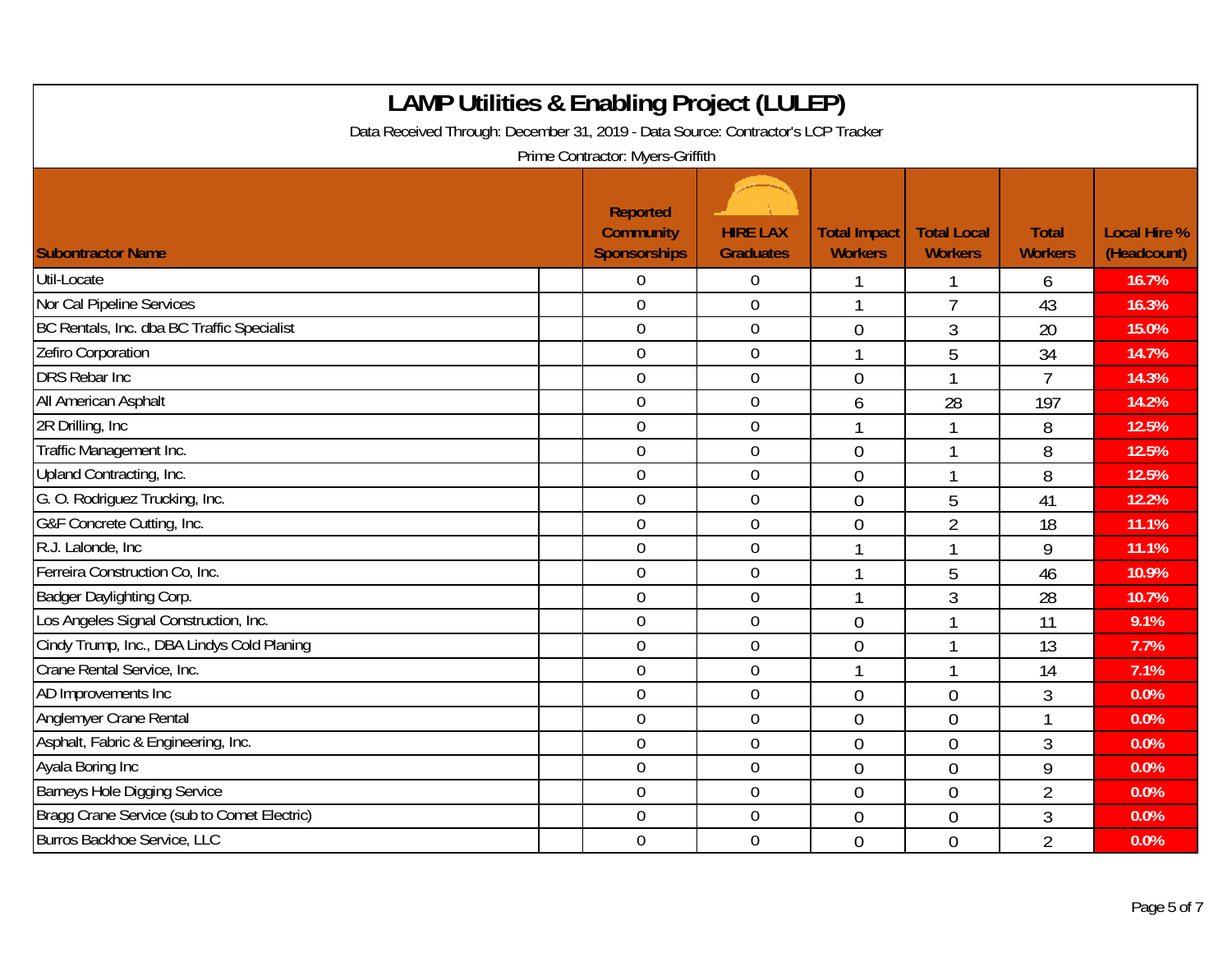# LAMP Utilities & Enabling Project (LULEP)

Data Received Through: December 31, 2019 - Data Source: Contractor's LCP Tracker

Prime Contractor: Myers-Griffith

| Subontractor Name | Reported Community Sponsorships | HIRE LAX Graduates | Total Impact Workers | Total Local Workers | Total Workers | Local Hire % (Headcount) |
|---|---|---|---|---|---|---|
| Util-Locate | 0 | 0 | 1 | 1 | 6 | 16.7% |
| Nor Cal Pipeline Services | 0 | 0 | 1 | 7 | 43 | 16.3% |
| BC Rentals, Inc. dba BC Traffic Specialist | 0 | 0 | 0 | 3 | 20 | 15.0% |
| Zefiro Corporation | 0 | 0 | 1 | 5 | 34 | 14.7% |
| DRS Rebar Inc | 0 | 0 | 0 | 1 | 7 | 14.3% |
| All American Asphalt | 0 | 0 | 6 | 28 | 197 | 14.2% |
| 2R Drilling, Inc | 0 | 0 | 1 | 1 | 8 | 12.5% |
| Traffic Management Inc. | 0 | 0 | 0 | 1 | 8 | 12.5% |
| Upland Contracting, Inc. | 0 | 0 | 0 | 1 | 8 | 12.5% |
| G. O. Rodriguez Trucking, Inc. | 0 | 0 | 0 | 5 | 41 | 12.2% |
| G&F Concrete Cutting, Inc. | 0 | 0 | 0 | 2 | 18 | 11.1% |
| R.J. Lalonde, Inc | 0 | 0 | 1 | 1 | 9 | 11.1% |
| Ferreira Construction Co, Inc. | 0 | 0 | 1 | 5 | 46 | 10.9% |
| Badger Daylighting Corp. | 0 | 0 | 1 | 3 | 28 | 10.7% |
| Los Angeles Signal Construction, Inc. | 0 | 0 | 0 | 1 | 11 | 9.1% |
| Cindy Trump, Inc., DBA Lindys Cold Planing | 0 | 0 | 0 | 1 | 13 | 7.7% |
| Crane Rental Service, Inc. | 0 | 0 | 1 | 1 | 14 | 7.1% |
| AD Improvements Inc | 0 | 0 | 0 | 0 | 3 | 0.0% |
| Anglemyer Crane Rental | 0 | 0 | 0 | 0 | 1 | 0.0% |
| Asphalt, Fabric & Engineering, Inc. | 0 | 0 | 0 | 0 | 3 | 0.0% |
| Ayala Boring Inc | 0 | 0 | 0 | 0 | 9 | 0.0% |
| Barneys Hole Digging Service | 0 | 0 | 0 | 0 | 2 | 0.0% |
| Bragg Crane Service (sub to Comet Electric) | 0 | 0 | 0 | 0 | 3 | 0.0% |
| Burros Backhoe Service, LLC | 0 | 0 | 0 | 0 | 2 | 0.0% |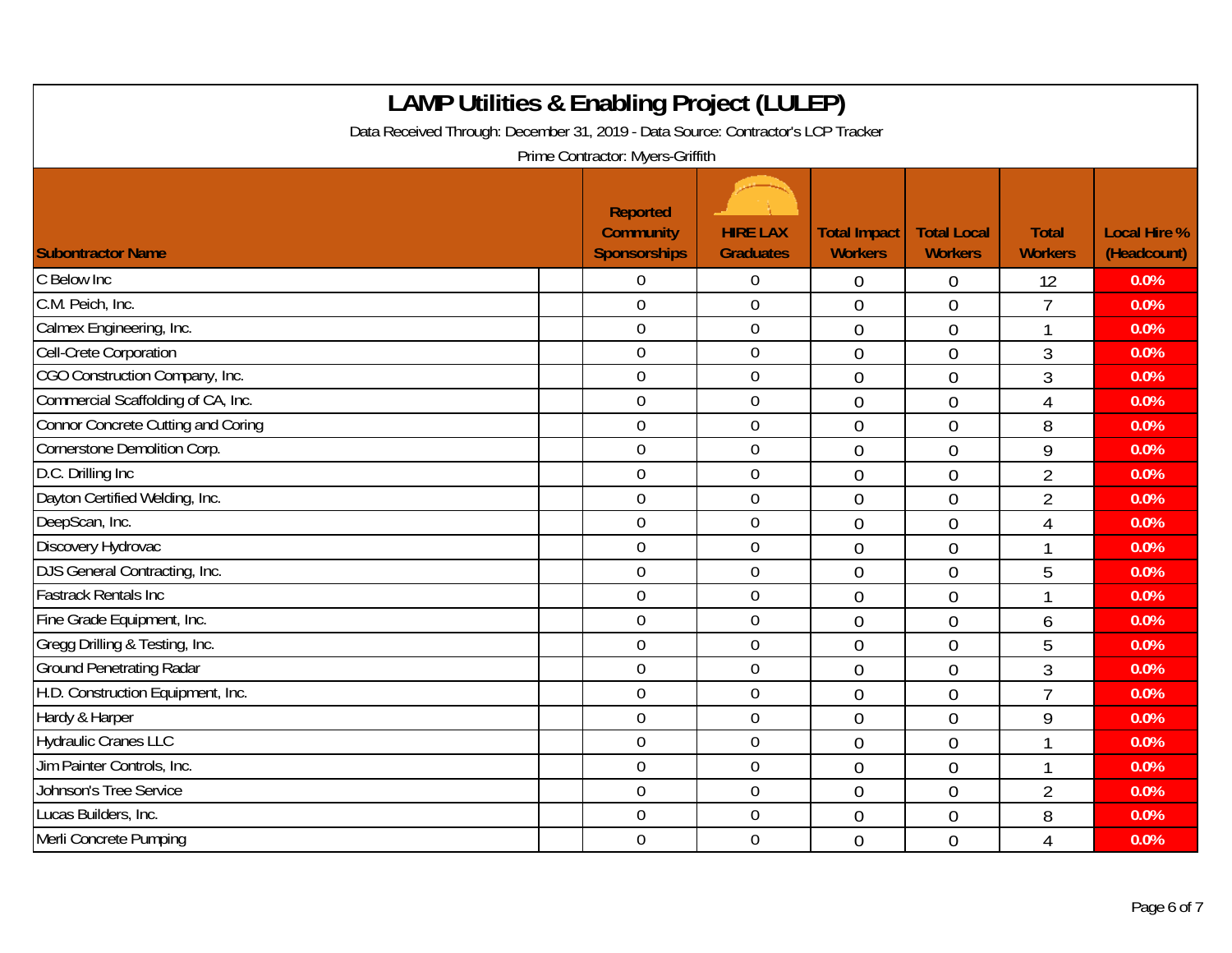# LAMP Utilities & Enabling Project (LULEP)

Data Received Through: December 31, 2019 - Data Source: Contractor's LCP Tracker

Prime Contractor: Myers-Griffith

| Subontractor Name | Reported Community Sponsorships | HIRE LAX Graduates | Total Impact Workers | Total Local Workers | Total Workers | Local Hire % (Headcount) |
|---|---|---|---|---|---|---|
| C Below Inc | 0 | 0 | 0 | 0 | 12 | 0.0% |
| C.M. Peich, Inc. | 0 | 0 | 0 | 0 | 7 | 0.0% |
| Calmex Engineering, Inc. | 0 | 0 | 0 | 0 | 1 | 0.0% |
| Cell-Crete Corporation | 0 | 0 | 0 | 0 | 3 | 0.0% |
| CGO Construction Company, Inc. | 0 | 0 | 0 | 0 | 3 | 0.0% |
| Commercial Scaffolding of CA, Inc. | 0 | 0 | 0 | 0 | 4 | 0.0% |
| Connor Concrete Cutting and Coring | 0 | 0 | 0 | 0 | 8 | 0.0% |
| Cornerstone Demolition Corp. | 0 | 0 | 0 | 0 | 9 | 0.0% |
| D.C. Drilling Inc | 0 | 0 | 0 | 0 | 2 | 0.0% |
| Dayton Certified Welding, Inc. | 0 | 0 | 0 | 0 | 2 | 0.0% |
| DeepScan, Inc. | 0 | 0 | 0 | 0 | 4 | 0.0% |
| Discovery Hydrovac | 0 | 0 | 0 | 0 | 1 | 0.0% |
| DJS General Contracting, Inc. | 0 | 0 | 0 | 0 | 5 | 0.0% |
| Fastrack Rentals Inc | 0 | 0 | 0 | 0 | 1 | 0.0% |
| Fine Grade Equipment, Inc. | 0 | 0 | 0 | 0 | 6 | 0.0% |
| Gregg Drilling & Testing, Inc. | 0 | 0 | 0 | 0 | 5 | 0.0% |
| Ground Penetrating Radar | 0 | 0 | 0 | 0 | 3 | 0.0% |
| H.D. Construction Equipment, Inc. | 0 | 0 | 0 | 0 | 7 | 0.0% |
| Hardy & Harper | 0 | 0 | 0 | 0 | 9 | 0.0% |
| Hydraulic Cranes LLC | 0 | 0 | 0 | 0 | 1 | 0.0% |
| Jim Painter Controls, Inc. | 0 | 0 | 0 | 0 | 1 | 0.0% |
| Johnson's Tree Service | 0 | 0 | 0 | 0 | 2 | 0.0% |
| Lucas Builders, Inc. | 0 | 0 | 0 | 0 | 8 | 0.0% |
| Merli Concrete Pumping | 0 | 0 | 0 | 0 | 4 | 0.0% |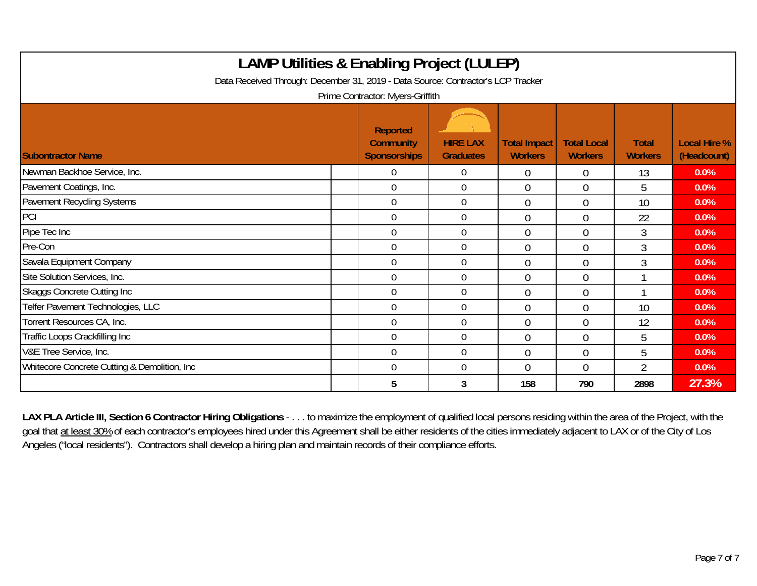# LAMP Utilities & Enabling Project (LULEP)

Data Received Through: December 31, 2019 - Data Source: Contractor's LCP Tracker

Prime Contractor: Myers-Griffith

| Subontractor Name | | Reported Community Sponsorships | HIRE LAX Graduates | Total Impact Workers | Total Local Workers | Total Workers | Local Hire % (Headcount) |
|---|---|---|---|---|---|---|---|
| Newman Backhoe Service, Inc. | | 0 | 0 | 0 | 0 | 13 | 0.0% |
| Pavement Coatings, Inc. | | 0 | 0 | 0 | 0 | 5 | 0.0% |
| Pavement Recycling Systems | | 0 | 0 | 0 | 0 | 10 | 0.0% |
| PCI | | 0 | 0 | 0 | 0 | 22 | 0.0% |
| Pipe Tec Inc | | 0 | 0 | 0 | 0 | 3 | 0.0% |
| Pre-Con | | 0 | 0 | 0 | 0 | 3 | 0.0% |
| Savala Equipment Company | | 0 | 0 | 0 | 0 | 3 | 0.0% |
| Site Solution Services, Inc. | | 0 | 0 | 0 | 0 | 1 | 0.0% |
| Skaggs Concrete Cutting Inc | | 0 | 0 | 0 | 0 | 1 | 0.0% |
| Telfer Pavement Technologies, LLC | | 0 | 0 | 0 | 0 | 10 | 0.0% |
| Torrent Resources CA, Inc. | | 0 | 0 | 0 | 0 | 12 | 0.0% |
| Traffic Loops Crackfilling Inc | | 0 | 0 | 0 | 0 | 5 | 0.0% |
| V&E Tree Service, Inc. | | 0 | 0 | 0 | 0 | 5 | 0.0% |
| Whitecore Concrete Cutting & Demolition, Inc | | 0 | 0 | 0 | 0 | 2 | 0.0% |
| | | **5** | **3** | **158** | **790** | **2898** | **27.3%** |

**LAX PLA Article III, Section 6 Contractor Hiring Obligations** - . . . to maximize the employment of qualified local persons residing within the area of the Project, with the goal that at least 30% of each contractor's employees hired under this Agreement shall be either residents of the cities immediately adjacent to LAX or of the City of Los Angeles ("local residents"). Contractors shall develop a hiring plan and maintain records of their compliance efforts.